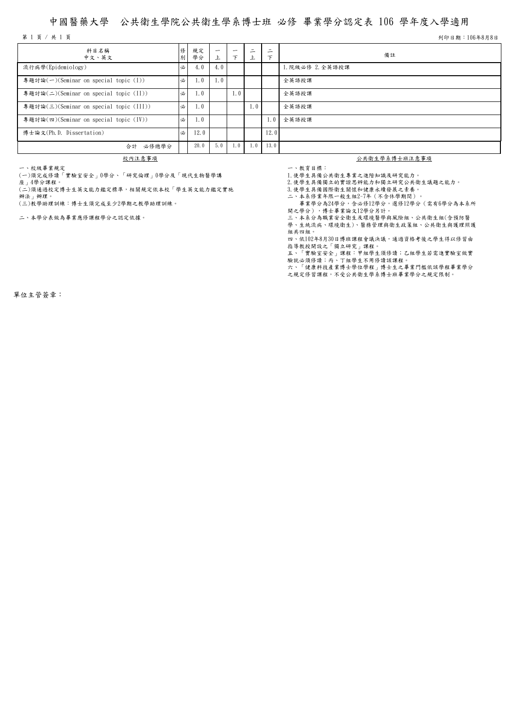# 中國醫藥大學　公共衛生學院公共衛生學系博士班 必修 畢業學分認定表 106 學年度入學適用

列印日期：106年8月8日

| 科目名稱<br>中文、英文 | 修別 | 規定學分 | 一上 | 一下 | 二上 | 二下 | 備註 |
|---|---|---|---|---|---|---|---|
| 流行病學(Epidemiology) | 必 | 4.0 | 4.0 | | | | 1.院級必修 2.全英語授課 |
| 專題討論(一)(Seminar on special topic (I)) | 必 | 1.0 | 1.0 | | | | 全英語授課 |
| 專題討論(二)(Seminar on special topic (II)) | 必 | 1.0 | | 1.0 | | | 全英語授課 |
| 專題討論(三)(Seminar on special topic (III)) | 必 | 1.0 | | | 1.0 | | 全英語授課 |
| 專題討論(四)(Seminar on special topic (IV)) | 必 | 1.0 | | | | 1.0 | 全英語授課 |
| 博士論文(Ph.D. Dissertation) | 必 | 12.0 | | | | 12.0 | |
| 合計　必修總學分 | | 20.0 | 5.0 | 1.0 | 1.0 | 13.0 | |

## 校內注意事項

一、校級畢業規定

(一)須完成修讀「實驗室安全」0學分、「研究倫理」0學分及「現代生物醫學講座」4學分課程。

(二)須通過校定博士生英文能力鑑定標準，相關規定依本校「學生英文能力鑑定實施辦法」辦理。

(三)教學助理訓練：博士生須完成至少2學期之教學助理訓練。

二、本學分表做為畢業應修課程學分之認定依據。

## 公共衛生學系博士班注意事項

一、教育目標：

1.使學生具備公共衛生專業之進階知識及研究能力。

2.使學生具備獨立的實證思辨能力和獨立研究公共衛生議題之能力。

3.使學生具備國際衛生關懷和健康永續發展之素養。

二、本系修業年限一般生組2-7年（不含休學期間）。

畢業學分為24學分，含必修12學分，選修12學分（需有6學分為本系所開之學分），博士畢業論文12學分另計。

三、本系分為職業安全衛生及環境醫學與風險組、公共衛生組(含預防醫學、生統流病、環境衛生)、醫務管理與衛生政策組、公共衛生與護理照護組共四組。

四、依102年8月30日博班課程會議決議，通過資格考後之學生得以修習由指導教授開設之「獨立研究」課程。

五、「實驗室安全」課程：甲組學生須修讀；乙組學生若需進實驗室做實驗就必須修讀；丙、丁組學生不用修讀該課程。

六、「健康科技產業博士學位學程」博士生之畢業門檻依該學程畢業學分之規定修習課程，不受公共衛生學系博士班畢業學分之規定限制。

單位主管簽章：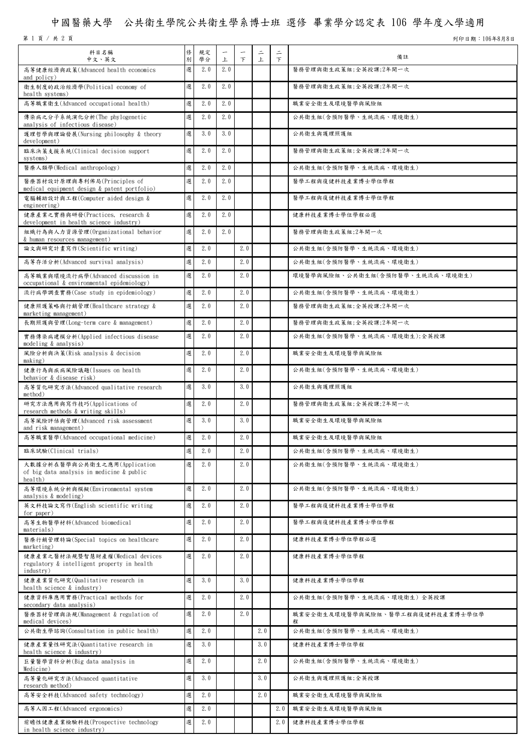# 中國醫藥大學　公共衛生學院公共衛生學系博士班 選修 畢業學分認定表 106 學年度入學適用

列印日期：106年8月8日

| 科目名稱<br>中文、英文 | 修別 | 規定學分 | 一上 | 一下 | 二上 | 二下 | 備註 |
|---|---|---|---|---|---|---|---|
| 高等健康經濟與政策(Advanced health economics and policy) | 選 | 2.0 | 2.0 | | | | 醫務管理與衛生政策組;全英授課;2年開一次 |
| 衛生制度的政治經濟學(Political economy of health systems) | 選 | 2.0 | 2.0 | | | | 醫務管理與衛生政策組;全英授課;2年開一次 |
| 高等職業衛生(Advanced occupational health) | 選 | 2.0 | 2.0 | | | | 職業安全衛生及環境醫學與風險組 |
| 傳染病之分子系統演化分析(The phylogenetic analysis of infectious disease) | 選 | 2.0 | 2.0 | | | | 公共衛生組(含預防醫學、生統流病、環境衛生) |
| 護理哲學與理論發展(Nursing philosophy & theory development) | 選 | 3.0 | 3.0 | | | | 公共衛生與護理照護組 |
| 臨床決策支援系統(Clinical decision support systems) | 選 | 2.0 | 2.0 | | | | 醫務管理與衛生政策組;全英授課;2年開一次 |
| 醫療人類學(Medical anthropology) | 選 | 2.0 | 2.0 | | | | 公共衛生組(含預防醫學、生統流病、環境衛生) |
| 醫療器材設計原理與專利佈局(Principles of medical equipment design & patent portfolio) | 選 | 2.0 | 2.0 | | | | 醫學工程與復健科技產業博士學位學程 |
| 電腦輔助設計與工程(Computer aided design & engineering) | 選 | 2.0 | 2.0 | | | | 醫學工程與復健科技產業博士學位學程 |
| 健康產業之實務與研發(Practices, research & development in health science industry) | 選 | 2.0 | 2.0 | | | | 健康科技產業博士學位學程必選 |
| 組織行為與人力資源管理(Organizational behavior & human resources management) | 選 | 2.0 | 2.0 | | | | 醫務管理與衛生政策組;2年開一次 |
| 論文與研究計畫寫作(Scientific writing) | 選 | 2.0 | | 2.0 | | | 公共衛生組(含預防醫學、生統流病、環境衛生) |
| 高等存活分析(Advanced survival analysis) | 選 | 2.0 | | 2.0 | | | 公共衛生組(含預防醫學、生統流病、環境衛生) |
| 高等職業與環境流行病學(Advanced discussion in occupational & environmental epidemiology) | 選 | 2.0 | | 2.0 | | | 環境醫學與風險組、公共衛生組(含預防醫學、生統流病、環境衛生) |
| 流行病學調查實務(Case study in epidemiology) | 選 | 2.0 | | 2.0 | | | 公共衛生組(含預防醫學、生統流病、環境衛生) |
| 健康照護策略與行銷管理(Healthcare strategy & marketing management) | 選 | 2.0 | | 2.0 | | | 醫務管理與衛生政策組;全英授課;2年開一次 |
| 長期照護與管理(Long-term care & management) | 選 | 2.0 | | 2.0 | | | 醫務管理與衛生政策組;全英授課;2年開一次 |
| 實務傳染病建模分析(Applied infectious disease modeling & analysis) | 選 | 2.0 | | 2.0 | | | 公共衛生組(含預防醫學、生統流病、環境衛生);全英授課 |
| 風險分析與決策(Risk analysis & decision making) | 選 | 2.0 | | 2.0 | | | 職業安全衛生及環境醫學與風險組 |
| 健康行為與疾病風險議題(Issues on health behavior & disease risk) | 選 | 2.0 | | 2.0 | | | 公共衛生組(含預防醫學、生統流病、環境衛生) |
| 高等質化研究方法(Advanced qualitative research method) | 選 | 3.0 | | 3.0 | | | 公共衛生與護理照護組 |
| 研究方法應用與寫作技巧(Applications of research methods & writing skills) | 選 | 2.0 | | 2.0 | | | 醫務管理與衛生政策組;全英授課;2年開一次 |
| 高等風險評估與管理(Advanced risk assessment and risk management) | 選 | 3.0 | | 3.0 | | | 職業安全衛生及環境醫學與風險組 |
| 高等職業醫學(Advanced occupational medicine) | 選 | 2.0 | | 2.0 | | | 職業安全衛生及環境醫學與風險組 |
| 臨床試驗(Clinical trials) | 選 | 2.0 | | 2.0 | | | 公共衛生組(含預防醫學、生統流病、環境衛生) |
| 大數據分析在醫學與公共衛生之應用(Application of big data analysis in medicine & public health) | 選 | 2.0 | | 2.0 | | | 公共衛生組(含預防醫學、生統流病、環境衛生) |
| 高等環境系統分析與模擬(Environmental system analysis & modeling) | 選 | 2.0 | | 2.0 | | | 公共衛生組(含預防醫學、生統流病、環境衛生) |
| 英文科技論文寫作(English scientific writing for paper) | 選 | 2.0 | | 2.0 | | | 醫學工程與復健科技產業博士學位學程 |
| 高等生物醫學材料(Advanced biomedical materials) | 選 | 2.0 | | 2.0 | | | 醫學工程與復健科技產業博士學位學程 |
| 醫療行銷管理特論(Special topics on healthcare marketing) | 選 | 2.0 | | 2.0 | | | 健康科技產業博士學位學程必選 |
| 健康產業之醫材法規暨智慧財產權(Medical devices regulatory & intelligent property in health industry) | 選 | 2.0 | | 2.0 | | | 健康科技產業博士學位學程 |
| 健康產業質化研究(Qualitative research in health science & industry) | 選 | 3.0 | | 3.0 | | | 健康科技產業博士學位學程 |
| 健康資料庫應用實務(Practical methods for secondary data analysis) | 選 | 2.0 | | 2.0 | | | 公共衛生組(含預防醫學、生統流病、環境衛生) 全英授課 |
| 醫療器材管理與法規(Management & regulation of medical devices) | 選 | 2.0 | | 2.0 | | | 職業安全衛生及環境醫學與風險組、醫學工程與復健科技產業博士學位學程 |
| 公共衛生學諮詢(Consultation in public health) | 選 | 2.0 | | | 2.0 | | 公共衛生組(含預防醫學、生統流病、環境衛生) |
| 健康產業量性研究法(Quantitative research in health science & industry) | 選 | 3.0 | | | 3.0 | | 健康科技產業博士學位學程 |
| 巨量醫學資料分析(Big data analysis in Medicine) | 選 | 2.0 | | | 2.0 | | 公共衛生組(含預防醫學、生統流病、環境衛生) |
| 高等量化研究方法(Advanced quantitative research method) | 選 | 3.0 | | | 3.0 | | 公共衛生與護理照護組;全英授課 |
| 高等安全科技(Advanced safety technology) | 選 | 2.0 | | | 2.0 | | 職業安全衛生及環境醫學與風險組 |
| 高等人因工程(Advanced ergonomics) | 選 | 2.0 | | | | 2.0 | 職業安全衛生及環境醫學與風險組 |
| 前瞻性健康產業檢驗科技(Prospective technology in health science industry) | 選 | 2.0 | | | | 2.0 | 健康科技產業博士學位學程 |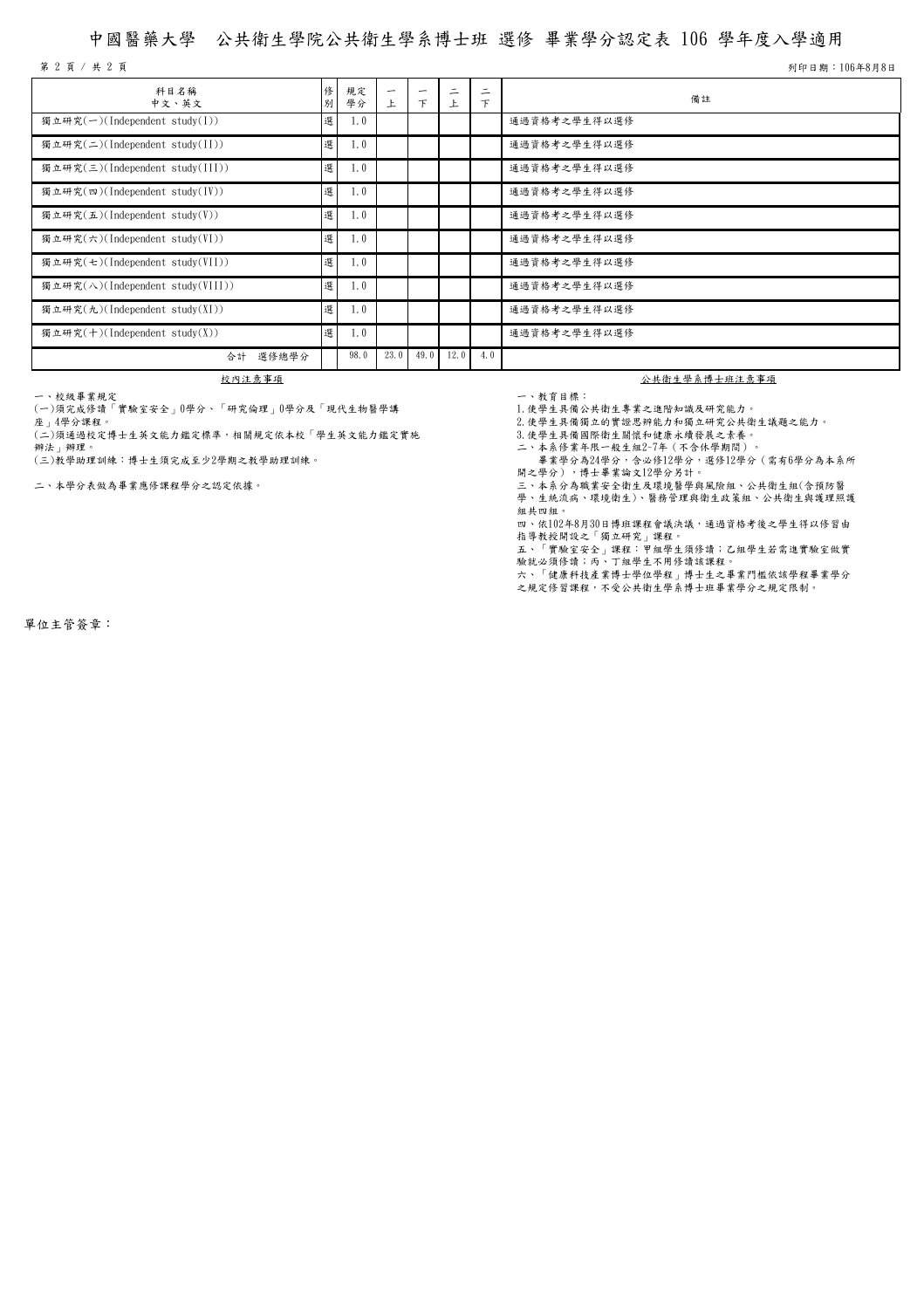# 中國醫藥大學　公共衛生學院公共衛生學系博士班 選修 畢業學分認定表 106 學年度入學適用

列印日期：106年8月8日

| 科目名稱<br>中文、英文 | 修別 | 規定學分 | 一上 | 一下 | 二上 | 二下 | 備註 |
|---|---|---|---|---|---|---|---|
| 獨立研究(一)(Independent study(I)) | 選 | 1.0 | | | | | 通過資格考之學生得以選修 |
| 獨立研究(二)(Independent study(II)) | 選 | 1.0 | | | | | 通過資格考之學生得以選修 |
| 獨立研究(三)(Independent study(III)) | 選 | 1.0 | | | | | 通過資格考之學生得以選修 |
| 獨立研究(四)(Independent study(IV)) | 選 | 1.0 | | | | | 通過資格考之學生得以選修 |
| 獨立研究(五)(Independent study(V)) | 選 | 1.0 | | | | | 通過資格考之學生得以選修 |
| 獨立研究(六)(Independent study(VI)) | 選 | 1.0 | | | | | 通過資格考之學生得以選修 |
| 獨立研究(七)(Independent study(VII)) | 選 | 1.0 | | | | | 通過資格考之學生得以選修 |
| 獨立研究(八)(Independent study(VIII)) | 選 | 1.0 | | | | | 通過資格考之學生得以選修 |
| 獨立研究(九)(Independent study(XI)) | 選 | 1.0 | | | | | 通過資格考之學生得以選修 |
| 獨立研究(十)(Independent study(X)) | 選 | 1.0 | | | | | 通過資格考之學生得以選修 |
| 合計　選修總學分 | | 98.0 | 23.0 | 49.0 | 12.0 | 4.0 | |

## 校內注意事項

一、校級畢業規定

(一)須完成修讀「實驗室安全」0學分、「研究倫理」0學分及「現代生物醫學講座」4學分課程。

(二)須通過校定博士生英文能力鑑定標準，相關規定依本校「學生英文能力鑑定實施辦法」辦理。

(三)教學助理訓練：博士生須完成至少2學期之教學助理訓練。

二、本學分表做為畢業應修課程學分之認定依據。

## 公共衛生學系博士班注意事項

一、教育目標：

1.使學生具備公共衛生專業之進階知識及研究能力。

2.使學生具備獨立的實證思辨能力和獨立研究公共衛生議題之能力。

3.使學生具備國際衛生關懷和健康永續發展之素養。

二、本系修業年限一般生組2-7年（不含休學期間）。

　畢業學分為24學分，含必修12學分，選修12學分（需有6學分為本系所開之學分），博士畢業論文12學分另計。

三、本系分為職業安全衛生及環境醫學與風險組、公共衛生組(含預防醫學、生統流病、環境衛生)、醫務管理與衛生政策組、公共衛生與護理照護組共四組。

四、依102年8月30日博班課程會議決議，通過資格考後之學生得以修習由指導教授開設之「獨立研究」課程。

五、「實驗室安全」課程：甲組學生須修讀；乙組學生若需進實驗室做實驗就必須修讀；丙、丁組學生不用修讀該課程。

六、「健康科技產業博士學位學程」博士生之畢業門檻依該學程畢業學分之規定修習課程，不受公共衛生學系博士班畢業學分之規定限制。

單位主管簽章：